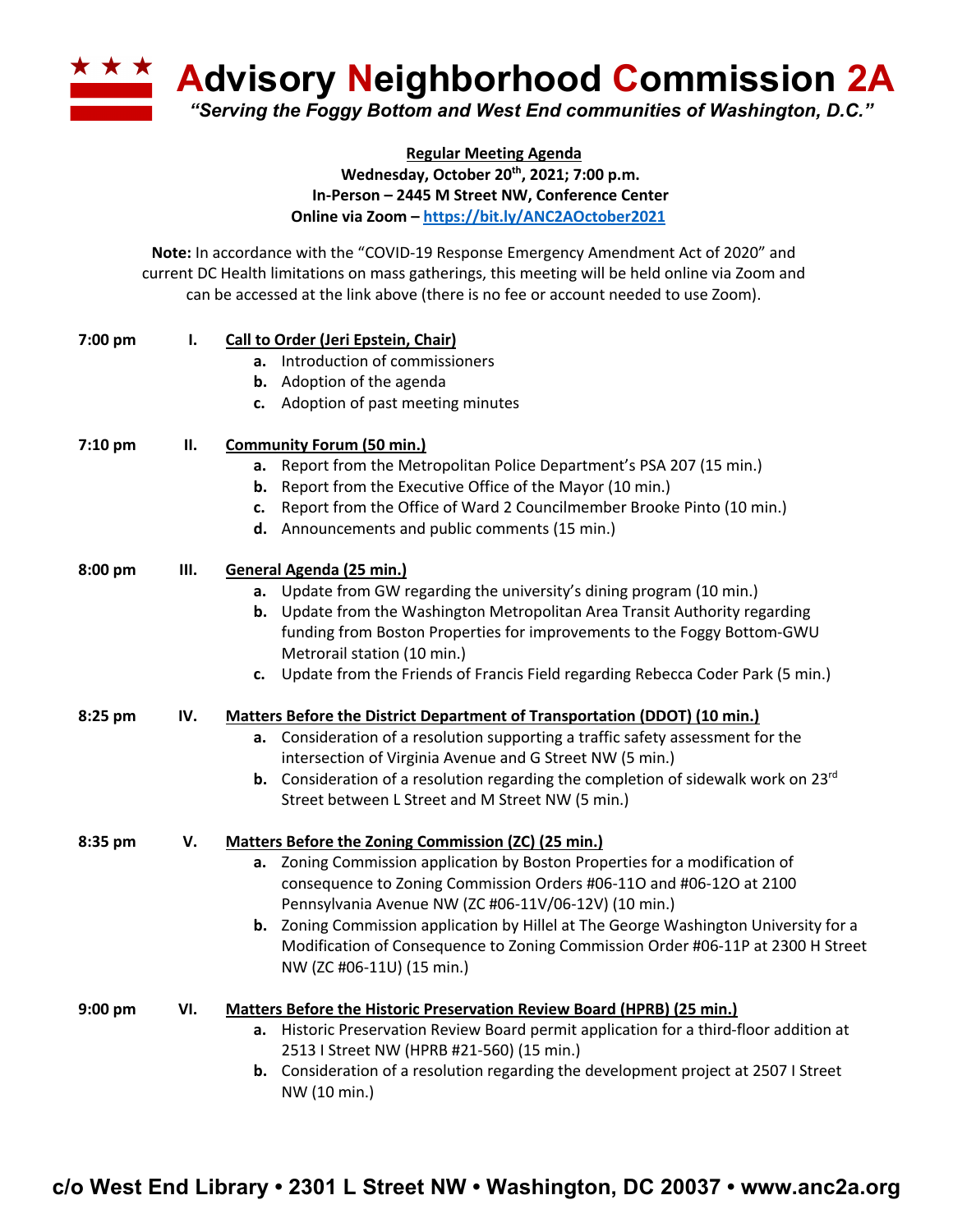# Advisory Neighborhood Commission 2A

*"Serving the Foggy Bottom and West End communities of Washington, D.C."*

**Regular Meeting Agenda**
**Wednesday, October 20th, 2021; 7:00 p.m.**
**In-Person – 2445 M Street NW, Conference Center**
**Online via Zoom – https://bit.ly/ANC2AOctober2021**

**Note:** In accordance with the "COVID-19 Response Emergency Amendment Act of 2020" and current DC Health limitations on mass gatherings, this meeting will be held online via Zoom and can be accessed at the link above (there is no fee or account needed to use Zoom).

**7:00 pm** **I. Call to Order (Jeri Epstein, Chair)**

- **a.** Introduction of commissioners
- **b.** Adoption of the agenda
- **c.** Adoption of past meeting minutes

**7:10 pm** **II. Community Forum (50 min.)**

- **a.** Report from the Metropolitan Police Department's PSA 207 (15 min.)
- **b.** Report from the Executive Office of the Mayor (10 min.)
- **c.** Report from the Office of Ward 2 Councilmember Brooke Pinto (10 min.)
- **d.** Announcements and public comments (15 min.)

**8:00 pm** **III. General Agenda (25 min.)**

- **a.** Update from GW regarding the university's dining program (10 min.)
- **b.** Update from the Washington Metropolitan Area Transit Authority regarding funding from Boston Properties for improvements to the Foggy Bottom-GWU Metrorail station (10 min.)
- **c.** Update from the Friends of Francis Field regarding Rebecca Coder Park (5 min.)

**8:25 pm** **IV. Matters Before the District Department of Transportation (DDOT) (10 min.)**

- **a.** Consideration of a resolution supporting a traffic safety assessment for the intersection of Virginia Avenue and G Street NW (5 min.)
- **b.** Consideration of a resolution regarding the completion of sidewalk work on 23rd Street between L Street and M Street NW (5 min.)

**8:35 pm** **V. Matters Before the Zoning Commission (ZC) (25 min.)**

- **a.** Zoning Commission application by Boston Properties for a modification of consequence to Zoning Commission Orders #06-11O and #06-12O at 2100 Pennsylvania Avenue NW (ZC #06-11V/06-12V) (10 min.)
- **b.** Zoning Commission application by Hillel at The George Washington University for a Modification of Consequence to Zoning Commission Order #06-11P at 2300 H Street NW (ZC #06-11U) (15 min.)

**9:00 pm** **VI. Matters Before the Historic Preservation Review Board (HPRB) (25 min.)**

- **a.** Historic Preservation Review Board permit application for a third-floor addition at 2513 I Street NW (HPRB #21-560) (15 min.)
- **b.** Consideration of a resolution regarding the development project at 2507 I Street NW (10 min.)

**c/o West End Library • 2301 L Street NW • Washington, DC 20037 • www.anc2a.org**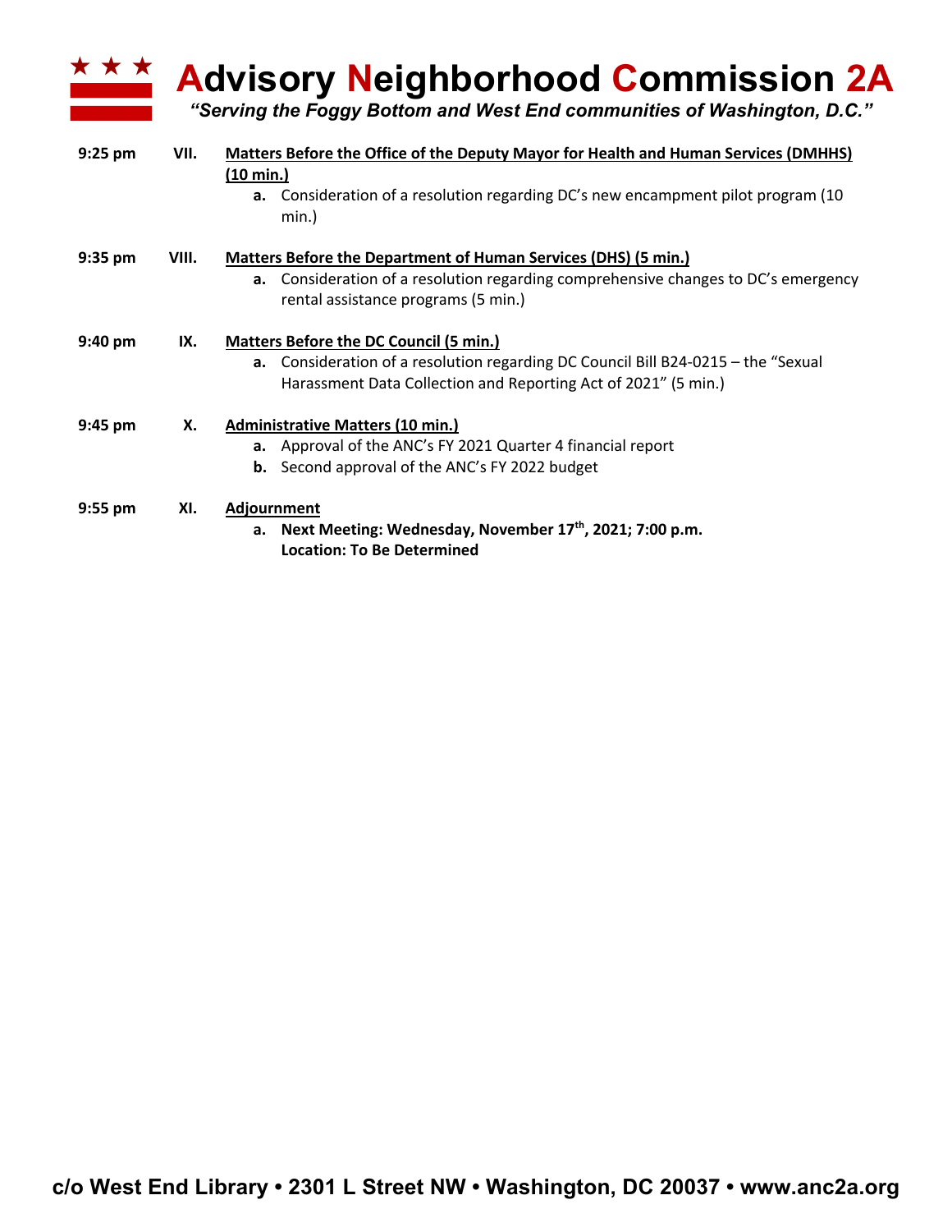# Advisory Neighborhood Commission 2A

*"Serving the Foggy Bottom and West End communities of Washington, D.C."*

**9:25 pm** **VII.** **Matters Before the Office of the Deputy Mayor for Health and Human Services (DMHHS) (10 min.)**

- **a.** Consideration of a resolution regarding DC's new encampment pilot program (10 min.)

**9:35 pm** **VIII.** **Matters Before the Department of Human Services (DHS) (5 min.)**

- **a.** Consideration of a resolution regarding comprehensive changes to DC's emergency rental assistance programs (5 min.)

**9:40 pm** **IX.** **Matters Before the DC Council (5 min.)**

- **a.** Consideration of a resolution regarding DC Council Bill B24-0215 – the "Sexual Harassment Data Collection and Reporting Act of 2021" (5 min.)

**9:45 pm** **X.** **Administrative Matters (10 min.)**

- **a.** Approval of the ANC's FY 2021 Quarter 4 financial report
- **b.** Second approval of the ANC's FY 2022 budget

**9:55 pm** **XI.** **Adjournment**

- **a.** **Next Meeting: Wednesday, November 17th, 2021; 7:00 p.m.**
  **Location: To Be Determined**

c/o West End Library • 2301 L Street NW • Washington, DC 20037 • www.anc2a.org